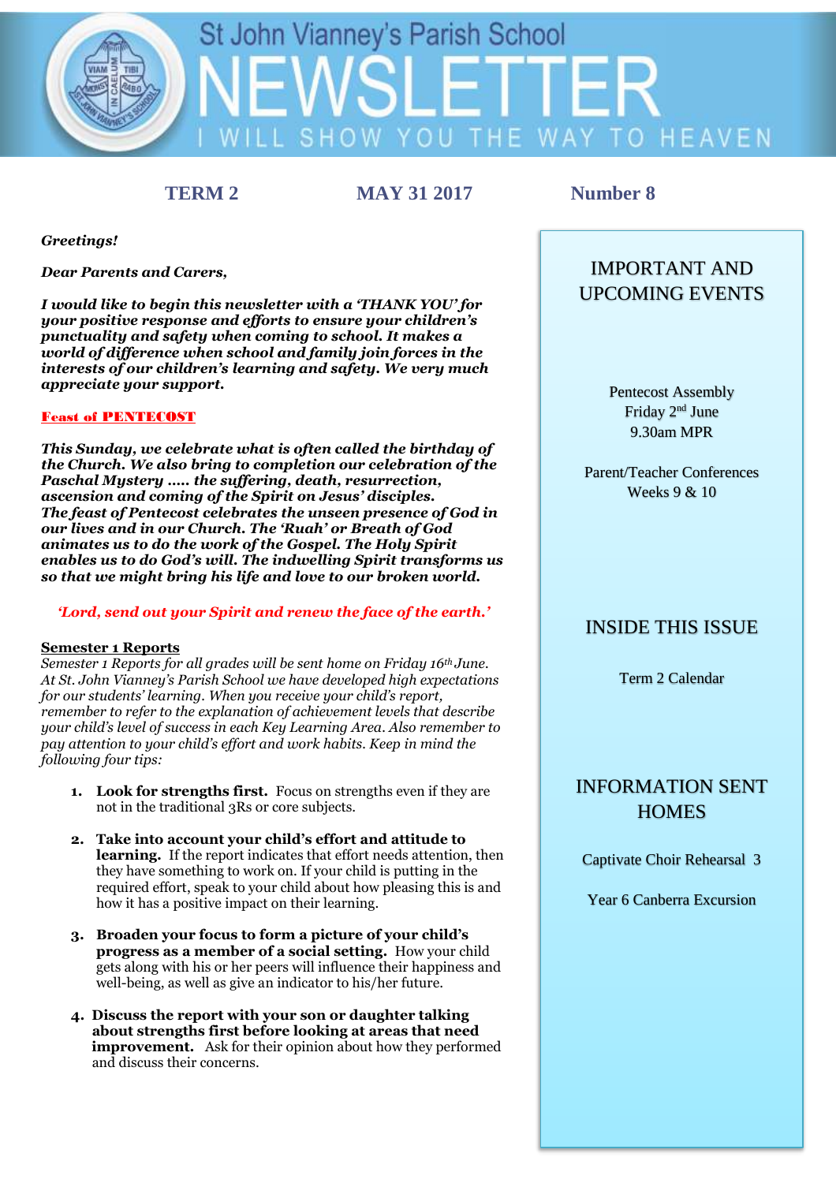# St John Vianney's Parish School NEWSLETTER

I WILL SHOW YOU THE WAY TO HEAVEN

**TERM 2** **MAY 31 2017** **Number 8**

***Greetings!***

***Dear Parents and Carers,***

***I would like to begin this newsletter with a 'THANK YOU' for your positive response and efforts to ensure your children's punctuality and safety when coming to school. It makes a world of difference when school and family join forces in the interests of our children's learning and safety. We very much appreciate your support.***

## Feast of PENTECOST

***This Sunday, we celebrate what is often called the birthday of the Church. We also bring to completion our celebration of the Paschal Mystery ..... the suffering, death, resurrection, ascension and coming of the Spirit on Jesus' disciples. The feast of Pentecost celebrates the unseen presence of God in our lives and in our Church. The 'Ruah' or Breath of God animates us to do the work of the Gospel. The Holy Spirit enables us to do God's will. The indwelling Spirit transforms us so that we might bring his life and love to our broken world.***

***'Lord, send out your Spirit and renew the face of the earth.'***

## Semester 1 Reports

*Semester 1 Reports for all grades will be sent home on Friday 16th June. At St. John Vianney's Parish School we have developed high expectations for our students' learning. When you receive your child's report, remember to refer to the explanation of achievement levels that describe your child's level of success in each Key Learning Area. Also remember to pay attention to your child's effort and work habits. Keep in mind the following four tips:*

1. **Look for strengths first.** Focus on strengths even if they are not in the traditional 3Rs or core subjects.
2. **Take into account your child's effort and attitude to learning.** If the report indicates that effort needs attention, then they have something to work on. If your child is putting in the required effort, speak to your child about how pleasing this is and how it has a positive impact on their learning.
3. **Broaden your focus to form a picture of your child's progress as a member of a social setting.** How your child gets along with his or her peers will influence their happiness and well-being, as well as give an indicator to his/her future.
4. **Discuss the report with your son or daughter talking about strengths first before looking at areas that need improvement.** Ask for their opinion about how they performed and discuss their concerns.

## IMPORTANT AND UPCOMING EVENTS

Pentecost Assembly
Friday 2nd June
9.30am MPR

Parent/Teacher Conferences
Weeks 9 & 10

## INSIDE THIS ISSUE

Term 2 Calendar

## INFORMATION SENT HOMES

Captivate Choir Rehearsal 3

Year 6 Canberra Excursion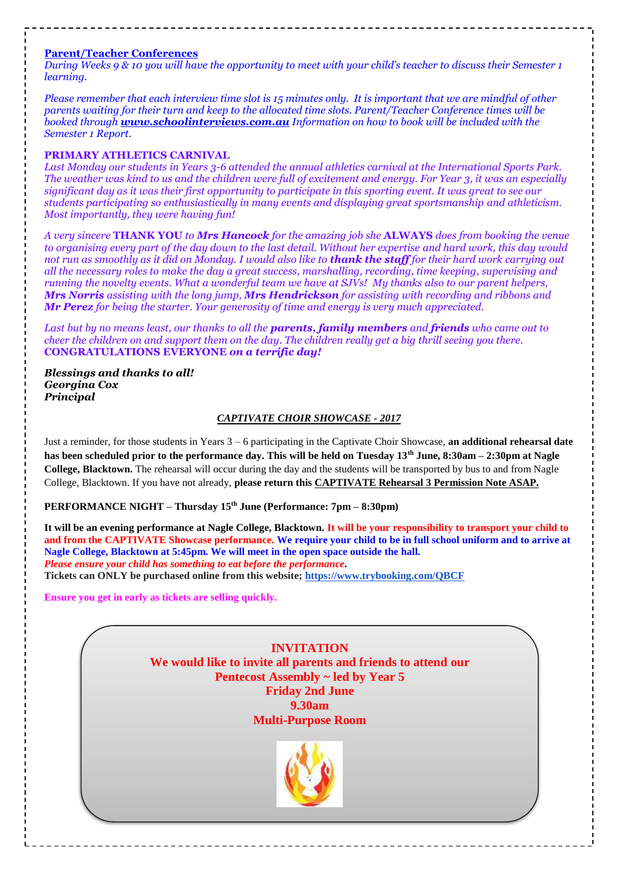**Parent/Teacher Conferences**

*During Weeks 9 & 10 you will have the opportunity to meet with your child's teacher to discuss their Semester 1 learning.*

*Please remember that each interview time slot is 15 minutes only. It is important that we are mindful of other parents waiting for their turn and keep to the allocated time slots. Parent/Teacher Conference times will be booked through **www.schoolinterviews.com.au** Information on how to book will be included with the Semester 1 Report.*

**PRIMARY ATHLETICS CARNIVAL**

*Last Monday our students in Years 3-6 attended the annual athletics carnival at the International Sports Park. The weather was kind to us and the children were full of excitement and energy. For Year 3, it was an especially significant day as it was their first opportunity to participate in this sporting event. It was great to see our students participating so enthusiastically in many events and displaying great sportsmanship and athleticism. Most importantly, they were having fun!*

*A very sincere* **THANK YOU** *to* ***Mrs Hancock*** *for the amazing job she* **ALWAYS** *does from booking the venue to organising every part of the day down to the last detail. Without her expertise and hard work, this day would not run as smoothly as it did on Monday. I would also like to* ***thank the staff*** *for their hard work carrying out all the necessary roles to make the day a great success, marshalling, recording, time keeping, supervising and running the novelty events. What a wonderful team we have at SJVs! My thanks also to our parent helpers,* ***Mrs Norris*** *assisting with the long jump,* ***Mrs Hendrickson*** *for assisting with recording and ribbons and* ***Mr Perez*** *for being the starter. Your generosity of time and energy is very much appreciated.*

*Last but by no means least, our thanks to all the* ***parents, family members*** *and* ***friends*** *who came out to cheer the children on and support them on the day. The children really get a big thrill seeing you there.*
**CONGRATULATIONS EVERYONE** ***on a terrific day!***

***Blessings and thanks to all!***
***Georgina Cox***
***Principal***

***CAPTIVATE CHOIR SHOWCASE - 2017***

Just a reminder, for those students in Years 3 – 6 participating in the Captivate Choir Showcase, **an additional rehearsal date has been scheduled prior to the performance day. This will be held on Tuesday 13th June, 8:30am – 2:30pm at Nagle College, Blacktown.** The rehearsal will occur during the day and the students will be transported by bus to and from Nagle College, Blacktown. If you have not already, **please return this CAPTIVATE Rehearsal 3 Permission Note ASAP.**

**PERFORMANCE NIGHT – Thursday 15th June (Performance: 7pm – 8:30pm)**

**It will be an evening performance at Nagle College, Blacktown. It will be your responsibility to transport your child to and from the CAPTIVATE Showcase performance. We require your child to be in full school uniform and to arrive at Nagle College, Blacktown at 5:45pm. We will meet in the open space outside the hall.**
***Please ensure your child has something to eat before the performance.***
**Tickets can ONLY be purchased online from this website; https://www.trybooking.com/QBCF**

**Ensure you get in early as tickets are selling quickly.**

**INVITATION**
**We would like to invite all parents and friends to attend our Pentecost Assembly ~ led by Year 5**
**Friday 2nd June**
**9.30am**
**Multi-Purpose Room**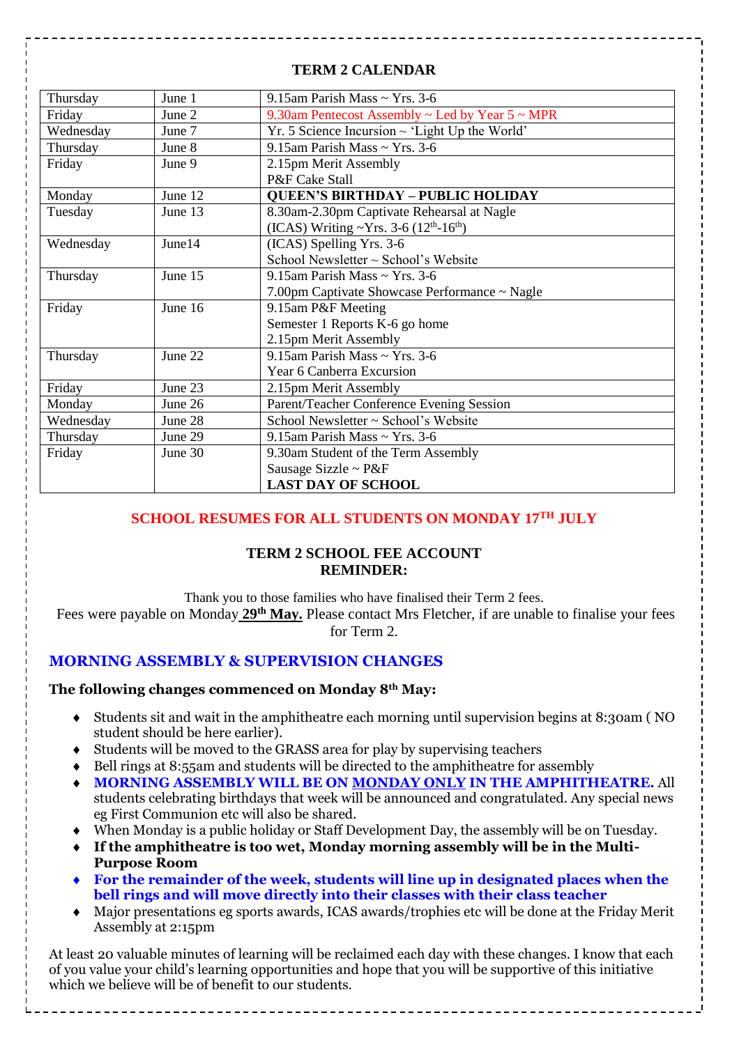## TERM 2 CALENDAR

| | | |
|---|---|---|
| Thursday | June 1 | 9.15am Parish Mass ~ Yrs. 3-6 |
| Friday | June 2 | 9.30am Pentecost Assembly ~ Led by Year 5 ~ MPR |
| Wednesday | June 7 | Yr. 5 Science Incursion ~ 'Light Up the World' |
| Thursday | June 8 | 9.15am Parish Mass ~ Yrs. 3-6 |
| Friday | June 9 | 2.15pm Merit Assembly<br>P&F Cake Stall |
| Monday | June 12 | **QUEEN'S BIRTHDAY – PUBLIC HOLIDAY** |
| Tuesday | June 13 | 8.30am-2.30pm Captivate Rehearsal at Nagle<br>(ICAS) Writing ~Yrs. 3-6 (12th-16th) |
| Wednesday | June14 | (ICAS) Spelling Yrs. 3-6<br>School Newsletter ~ School's Website |
| Thursday | June 15 | 9.15am Parish Mass ~ Yrs. 3-6<br>7.00pm Captivate Showcase Performance ~ Nagle |
| Friday | June 16 | 9.15am P&F Meeting<br>Semester 1 Reports K-6 go home<br>2.15pm Merit Assembly |
| Thursday | June 22 | 9.15am Parish Mass ~ Yrs. 3-6<br>Year 6 Canberra Excursion |
| Friday | June 23 | 2.15pm Merit Assembly |
| Monday | June 26 | Parent/Teacher Conference Evening Session |
| Wednesday | June 28 | School Newsletter ~ School's Website |
| Thursday | June 29 | 9.15am Parish Mass ~ Yrs. 3-6 |
| Friday | June 30 | 9.30am Student of the Term Assembly<br>Sausage Sizzle ~ P&F<br>**LAST DAY OF SCHOOL** |

**SCHOOL RESUMES FOR ALL STUDENTS ON MONDAY 17TH JULY**

**TERM 2 SCHOOL FEE ACCOUNT REMINDER:**

Thank you to those families who have finalised their Term 2 fees.

Fees were payable on Monday **29th May.** Please contact Mrs Fletcher, if are unable to finalise your fees for Term 2.

## MORNING ASSEMBLY & SUPERVISION CHANGES

**The following changes commenced on Monday 8th May:**

- Students sit and wait in the amphitheatre each morning until supervision begins at 8:30am ( NO student should be here earlier).
- Students will be moved to the GRASS area for play by supervising teachers
- Bell rings at 8:55am and students will be directed to the amphitheatre for assembly
- **MORNING ASSEMBLY WILL BE ON MONDAY ONLY IN THE AMPHITHEATRE.** All students celebrating birthdays that week will be announced and congratulated. Any special news eg First Communion etc will also be shared.
- When Monday is a public holiday or Staff Development Day, the assembly will be on Tuesday.
- **If the amphitheatre is too wet, Monday morning assembly will be in the Multi-Purpose Room**
- **For the remainder of the week, students will line up in designated places when the bell rings and will move directly into their classes with their class teacher**
- Major presentations eg sports awards, ICAS awards/trophies etc will be done at the Friday Merit Assembly at 2:15pm

At least 20 valuable minutes of learning will be reclaimed each day with these changes. I know that each of you value your child's learning opportunities and hope that you will be supportive of this initiative which we believe will be of benefit to our students.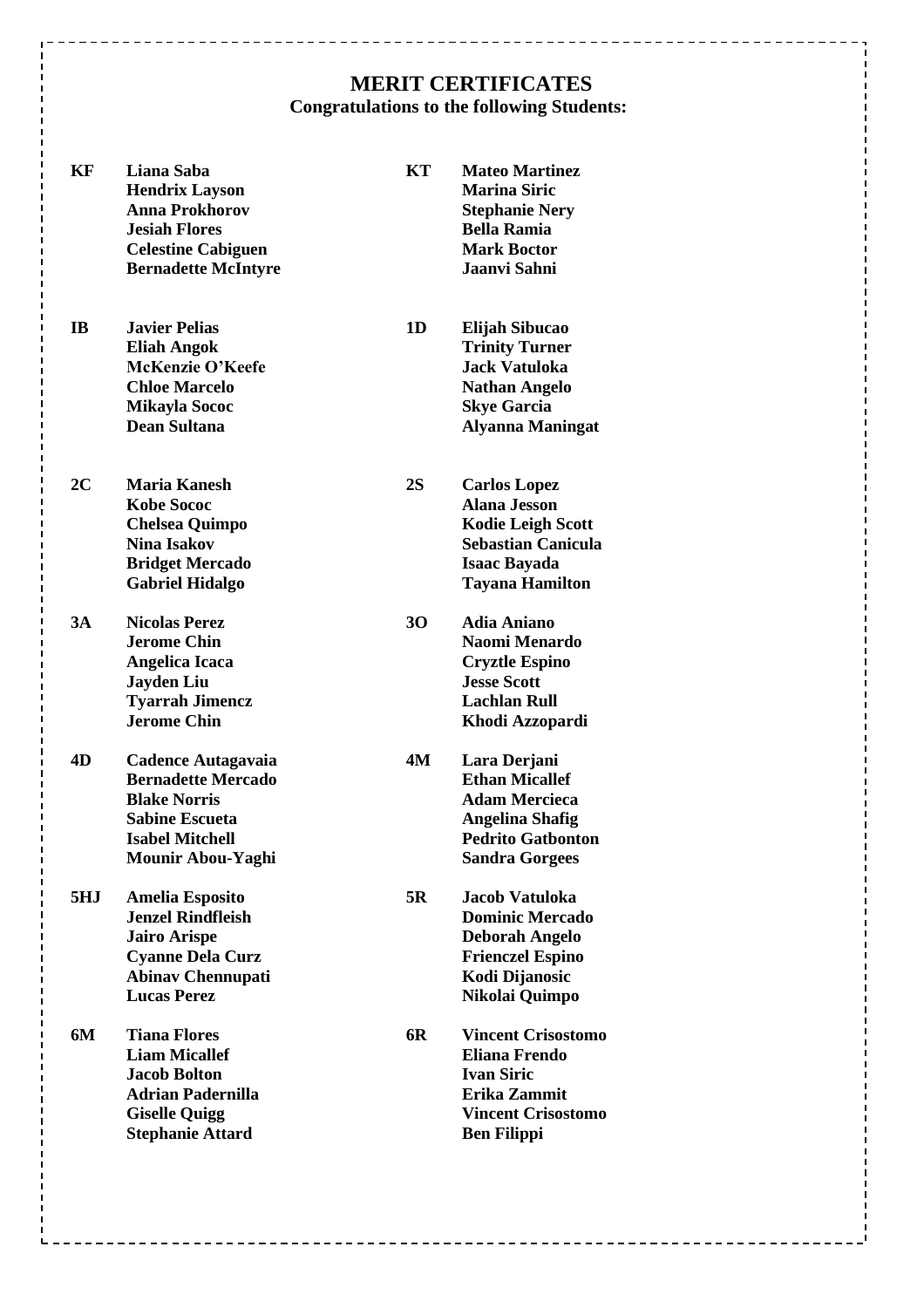# MERIT CERTIFICATES

**Congratulations to the following Students:**

**KF**
- **Liana Saba**
- **Hendrix Layson**
- **Anna Prokhorov**
- **Jesiah Flores**
- **Celestine Cabiguen**
- **Bernadette McIntyre**

**KT**
- **Mateo Martinez**
- **Marina Siric**
- **Stephanie Nery**
- **Bella Ramia**
- **Mark Boctor**
- **Jaanvi Sahni**

**IB**
- **Javier Pelias**
- **Eliah Angok**
- **McKenzie O'Keefe**
- **Chloe Marcelo**
- **Mikayla Sococ**
- **Dean Sultana**

**1D**
- **Elijah Sibucao**
- **Trinity Turner**
- **Jack Vatuloka**
- **Nathan Angelo**
- **Skye Garcia**
- **Alyanna Maningat**

**2C**
- **Maria Kanesh**
- **Kobe Sococ**
- **Chelsea Quimpo**
- **Nina Isakov**
- **Bridget Mercado**
- **Gabriel Hidalgo**

**2S**
- **Carlos Lopez**
- **Alana Jesson**
- **Kodie Leigh Scott**
- **Sebastian Canicula**
- **Isaac Bayada**
- **Tayana Hamilton**

**3A**
- **Nicolas Perez**
- **Jerome Chin**
- **Angelica Icaca**
- **Jayden Liu**
- **Tyarrah Jimencz**
- **Jerome Chin**

**3O**
- **Adia Aniano**
- **Naomi Menardo**
- **Cryztle Espino**
- **Jesse Scott**
- **Lachlan Rull**
- **Khodi Azzopardi**

**4D**
- **Cadence Autagavaia**
- **Bernadette Mercado**
- **Blake Norris**
- **Sabine Escueta**
- **Isabel Mitchell**
- **Mounir Abou-Yaghi**

**4M**
- **Lara Derjani**
- **Ethan Micallef**
- **Adam Mercieca**
- **Angelina Shafig**
- **Pedrito Gatbonton**
- **Sandra Gorgees**

**5HJ**
- **Amelia Esposito**
- **Jenzel Rindfleish**
- **Jairo Arispe**
- **Cyanne Dela Curz**
- **Abinav Chennupati**
- **Lucas Perez**

**5R**
- **Jacob Vatuloka**
- **Dominic Mercado**
- **Deborah Angelo**
- **Frienczel Espino**
- **Kodi Dijanosic**
- **Nikolai Quimpo**

**6M**
- **Tiana Flores**
- **Liam Micallef**
- **Jacob Bolton**
- **Adrian Padernilla**
- **Giselle Quigg**
- **Stephanie Attard**

**6R**
- **Vincent Crisostomo**
- **Eliana Frendo**
- **Ivan Siric**
- **Erika Zammit**
- **Vincent Crisostomo**
- **Ben Filippi**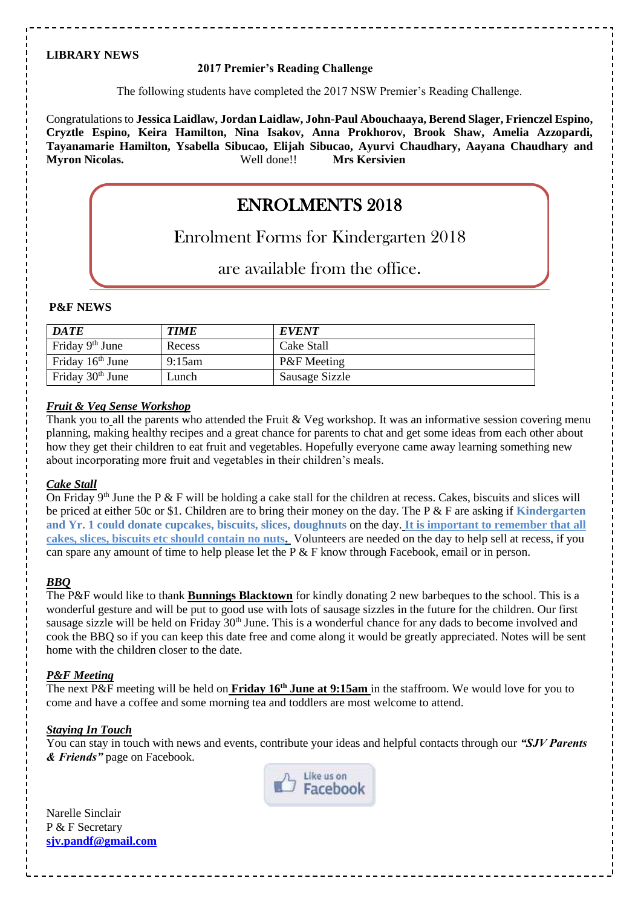**LIBRARY NEWS**

**2017 Premier's Reading Challenge**

The following students have completed the 2017 NSW Premier's Reading Challenge.

Congratulations to **Jessica Laidlaw, Jordan Laidlaw, John-Paul Abouchaaya, Berend Slager, Frienczel Espino, Cryztle Espino, Keira Hamilton, Nina Isakov, Anna Prokhorov, Brook Shaw, Amelia Azzopardi, Tayanamarie Hamilton, Ysabella Sibucao, Elijah Sibucao, Ayurvi Chaudhary, Aayana Chaudhary and Myron Nicolas.** Well done!! **Mrs Kersivien**

# ENROLMENTS 2018

Enrolment Forms for Kindergarten 2018

are available from the office.

**P&F NEWS**

| ***DATE*** | ***TIME*** | ***EVENT*** |
|---|---|---|
| Friday 9th June | Recess | Cake Stall |
| Friday 16th June | 9:15am | P&F Meeting |
| Friday 30th June | Lunch | Sausage Sizzle |

***Fruit & Veg Sense Workshop***

Thank you to all the parents who attended the Fruit & Veg workshop. It was an informative session covering menu planning, making healthy recipes and a great chance for parents to chat and get some ideas from each other about how they get their children to eat fruit and vegetables. Hopefully everyone came away learning something new about incorporating more fruit and vegetables in their children's meals.

***Cake Stall***

On Friday 9th June the P & F will be holding a cake stall for the children at recess. Cakes, biscuits and slices will be priced at either 50c or $1. Children are to bring their money on the day. The P & F are asking if **Kindergarten and Yr. 1 could donate cupcakes, biscuits, slices, doughnuts** on the day. **It is important to remember that all cakes, slices, biscuits etc should contain no nuts.** Volunteers are needed on the day to help sell at recess, if you can spare any amount of time to help please let the P & F know through Facebook, email or in person.

***BBQ***

The P&F would like to thank **Bunnings Blacktown** for kindly donating 2 new barbeques to the school. This is a wonderful gesture and will be put to good use with lots of sausage sizzles in the future for the children. Our first sausage sizzle will be held on Friday 30th June. This is a wonderful chance for any dads to become involved and cook the BBQ so if you can keep this date free and come along it would be greatly appreciated. Notes will be sent home with the children closer to the date.

***P&F Meeting***

The next P&F meeting will be held on **Friday 16th June at 9:15am** in the staffroom. We would love for you to come and have a coffee and some morning tea and toddlers are most welcome to attend.

***Staying In Touch***

You can stay in touch with news and events, contribute your ideas and helpful contacts through our ***"SJV Parents & Friends"*** page on Facebook.

Like us on Facebook

Narelle Sinclair
P & F Secretary
**sjv.pandf@gmail.com**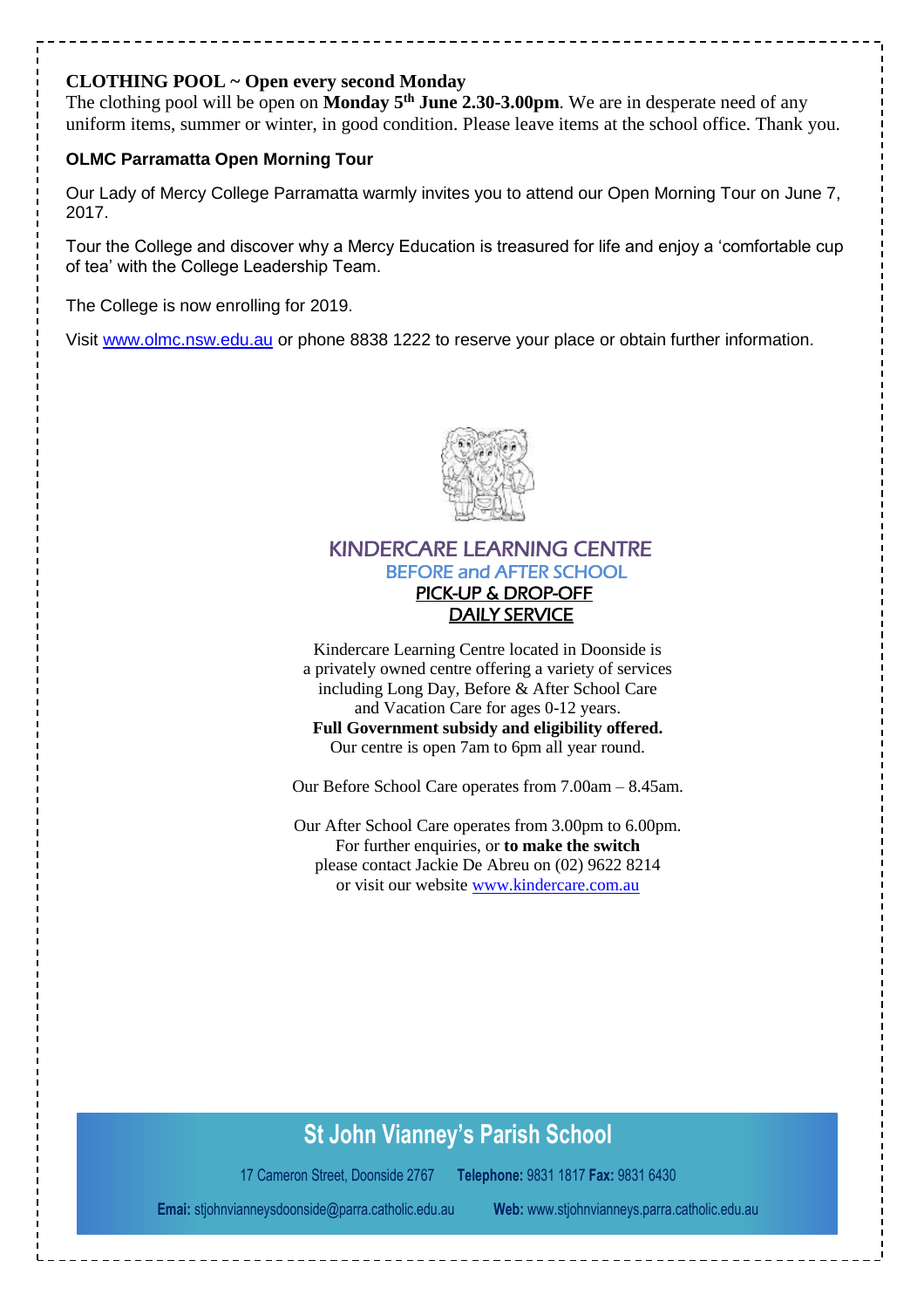**CLOTHING POOL ~ Open every second Monday**

The clothing pool will be open on **Monday 5th June 2.30-3.00pm**. We are in desperate need of any uniform items, summer or winter, in good condition. Please leave items at the school office. Thank you.

**OLMC Parramatta Open Morning Tour**

Our Lady of Mercy College Parramatta warmly invites you to attend our Open Morning Tour on June 7, 2017.

Tour the College and discover why a Mercy Education is treasured for life and enjoy a 'comfortable cup of tea' with the College Leadership Team.

The College is now enrolling for 2019.

Visit www.olmc.nsw.edu.au or phone 8838 1222 to reserve your place or obtain further information.

## KINDERCARE LEARNING CENTRE

### BEFORE and AFTER SCHOOL

### PICK-UP & DROP-OFF DAILY SERVICE

Kindercare Learning Centre located in Doonside is a privately owned centre offering a variety of services including Long Day, Before & After School Care and Vacation Care for ages 0-12 years.
**Full Government subsidy and eligibility offered.**
Our centre is open 7am to 6pm all year round.

Our Before School Care operates from 7.00am – 8.45am.

Our After School Care operates from 3.00pm to 6.00pm.
For further enquiries, or **to make the switch** please contact Jackie De Abreu on (02) 9622 8214 or visit our website www.kindercare.com.au

## St John Vianney's Parish School

17 Cameron Street, Doonside 2767 **Telephone:** 9831 1817 **Fax:** 9831 6430

**Emai:** stjohnvianneysdoonside@parra.catholic.edu.au **Web:** www.stjohnvianneys.parra.catholic.edu.au